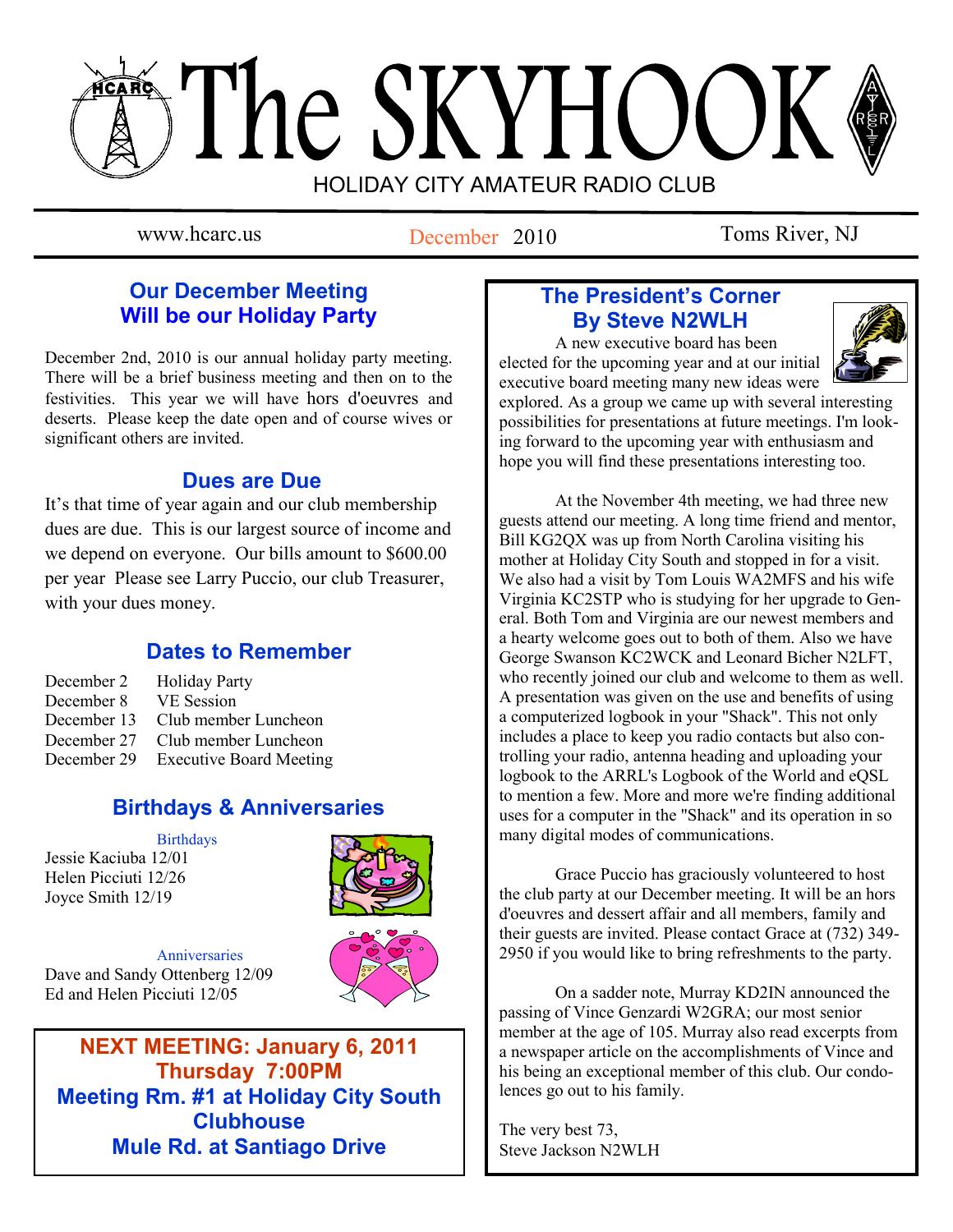# The SKYHOOK

HOLIDAY CITY AMATEUR RADIO CLUB

www.hcarc.us | December 2010 | Toms River, NJ

## Our December Meeting Will be our Holiday Party

December 2nd, 2010 is our annual holiday party meeting. There will be a brief business meeting and then on to the festivities. This year we will have hors d'oeuvres and deserts. Please keep the date open and of course wives or significant others are invited.

## Dues are Due

It's that time of year again and our club membership dues are due. This is our largest source of income and we depend on everyone. Our bills amount to $600.00 per year Please see Larry Puccio, our club Treasurer, with your dues money.

## Dates to Remember

| | |
|---|---|
| December 2 | Holiday Party |
| December 8 | VE Session |
| December 13 | Club member Luncheon |
| December 27 | Club member Luncheon |
| December 29 | Executive Board Meeting |

## Birthdays & Anniversaries

**Birthdays**

Jessie Kaciuba 12/01
Helen Picciuti 12/26
Joyce Smith 12/19

**Anniversaries**

Dave and Sandy Ottenberg 12/09
Ed and Helen Picciuti 12/05

**NEXT MEETING: January 6, 2011**
**Thursday 7:00PM**
**Meeting Rm. #1 at Holiday City South Clubhouse**
**Mule Rd. at Santiago Drive**

## The President's Corner By Steve N2WLH

A new executive board has been elected for the upcoming year and at our initial executive board meeting many new ideas were explored. As a group we came up with several interesting possibilities for presentations at future meetings. I'm looking forward to the upcoming year with enthusiasm and hope you will find these presentations interesting too.

At the November 4th meeting, we had three new guests attend our meeting. A long time friend and mentor, Bill KG2QX was up from North Carolina visiting his mother at Holiday City South and stopped in for a visit. We also had a visit by Tom Louis WA2MFS and his wife Virginia KC2STP who is studying for her upgrade to General. Both Tom and Virginia are our newest members and a hearty welcome goes out to both of them. Also we have George Swanson KC2WCK and Leonard Bicher N2LFT, who recently joined our club and welcome to them as well. A presentation was given on the use and benefits of using a computerized logbook in your "Shack". This not only includes a place to keep you radio contacts but also controlling your radio, antenna heading and uploading your logbook to the ARRL's Logbook of the World and eQSL to mention a few. More and more we're finding additional uses for a computer in the "Shack" and its operation in so many digital modes of communications.

Grace Puccio has graciously volunteered to host the club party at our December meeting. It will be an hors d'oeuvres and dessert affair and all members, family and their guests are invited. Please contact Grace at (732) 349-2950 if you would like to bring refreshments to the party.

On a sadder note, Murray KD2IN announced the passing of Vince Genzardi W2GRA; our most senior member at the age of 105. Murray also read excerpts from a newspaper article on the accomplishments of Vince and his being an exceptional member of this club. Our condolences go out to his family.

The very best 73,
Steve Jackson N2WLH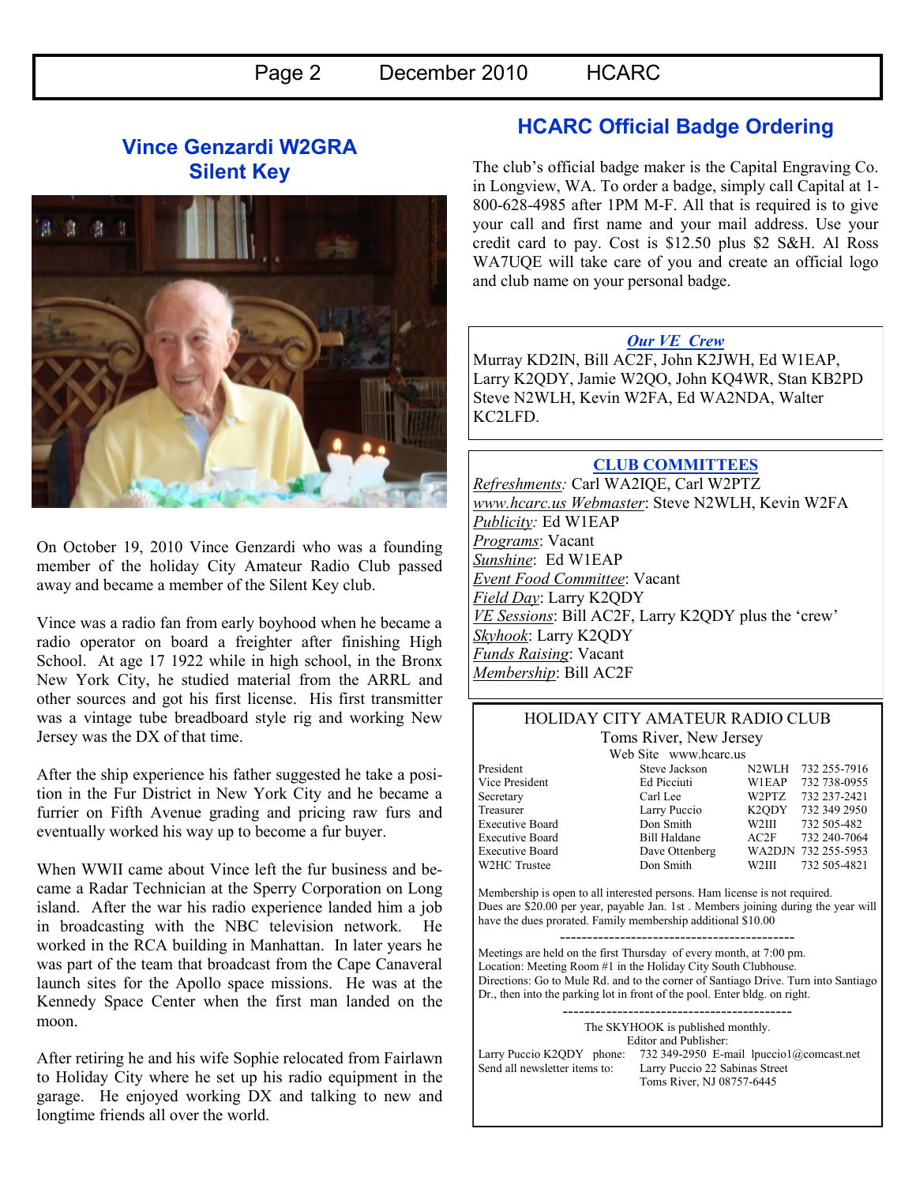## Vince Genzardi W2GRA Silent Key

On October 19, 2010 Vince Genzardi who was a founding member of the holiday City Amateur Radio Club passed away and became a member of the Silent Key club.

Vince was a radio fan from early boyhood when he became a radio operator on board a freighter after finishing High School. At age 17 1922 while in high school, in the Bronx New York City, he studied material from the ARRL and other sources and got his first license. His first transmitter was a vintage tube breadboard style rig and working New Jersey was the DX of that time.

After the ship experience his father suggested he take a position in the Fur District in New York City and he became a furrier on Fifth Avenue grading and pricing raw furs and eventually worked his way up to become a fur buyer.

When WWII came about Vince left the fur business and became a Radar Technician at the Sperry Corporation on Long island. After the war his radio experience landed him a job in broadcasting with the NBC television network. He worked in the RCA building in Manhattan. In later years he was part of the team that broadcast from the Cape Canaveral launch sites for the Apollo space missions. He was at the Kennedy Space Center when the first man landed on the moon.

After retiring he and his wife Sophie relocated from Fairlawn to Holiday City where he set up his radio equipment in the garage. He enjoyed working DX and talking to new and longtime friends all over the world.

## HCARC Official Badge Ordering

The club's official badge maker is the Capital Engraving Co. in Longview, WA. To order a badge, simply call Capital at 1-800-628-4985 after 1PM M-F. All that is required is to give your call and first name and your mail address. Use your credit card to pay. Cost is $12.50 plus $2 S&H. Al Ross WA7UQE will take care of you and create an official logo and club name on your personal badge.

### *Our VE Crew*

Murray KD2IN, Bill AC2F, John K2JWH, Ed W1EAP, Larry K2QDY, Jamie W2QO, John KQ4WR, Stan KB2PD Steve N2WLH, Kevin W2FA, Ed WA2NDA, Walter KC2LFD.

### CLUB COMMITTEES

*Refreshments:* Carl WA2IQE, Carl W2PTZ
www.hcarc.us Webmaster: Steve N2WLH, Kevin W2FA
*Publicity:* Ed W1EAP
Programs: Vacant
Sunshine: Ed W1EAP
*Event Food Committee*: Vacant
Field Day: Larry K2QDY
VE Sessions: Bill AC2F, Larry K2QDY plus the 'crew'
Skyhook: Larry K2QDY
Funds Raising: Vacant
Membership: Bill AC2F

### HOLIDAY CITY AMATEUR RADIO CLUB

Toms River, New Jersey
Web Site www.hcarc.us

| Position | Name | Call | Phone |
|---|---|---|---|
| President | Steve Jackson | N2WLH | 732 255-7916 |
| Vice President | Ed Picciuti | W1EAP | 732 738-0955 |
| Secretary | Carl Lee | W2PTZ | 732 237-2421 |
| Treasurer | Larry Puccio | K2QDY | 732 349 2950 |
| Executive Board | Don Smith | W2III | 732 505-482 |
| Executive Board | Bill Haldane | AC2F | 732 240-7064 |
| Executive Board | Dave Ottenberg | WA2DJN | 732 255-5953 |
| W2HC Trustee | Don Smith | W2III | 732 505-4821 |

Membership is open to all interested persons. Ham license is not required. Dues are $20.00 per year, payable Jan. 1st . Members joining during the year will have the dues prorated. Family membership additional $10.00

Meetings are held on the first Thursday of every month, at 7:00 pm.
Location: Meeting Room #1 in the Holiday City South Clubhouse.
Directions: Go to Mule Rd. and to the corner of Santiago Drive. Turn into Santiago Dr., then into the parking lot in front of the pool. Enter bldg. on right.

The SKYHOOK is published monthly.
Editor and Publisher:
Larry Puccio K2QDY phone: 732 349-2950 E-mail lpuccio1@comcast.net
Send all newsletter items to: Larry Puccio 22 Sabinas Street
Toms River, NJ 08757-6445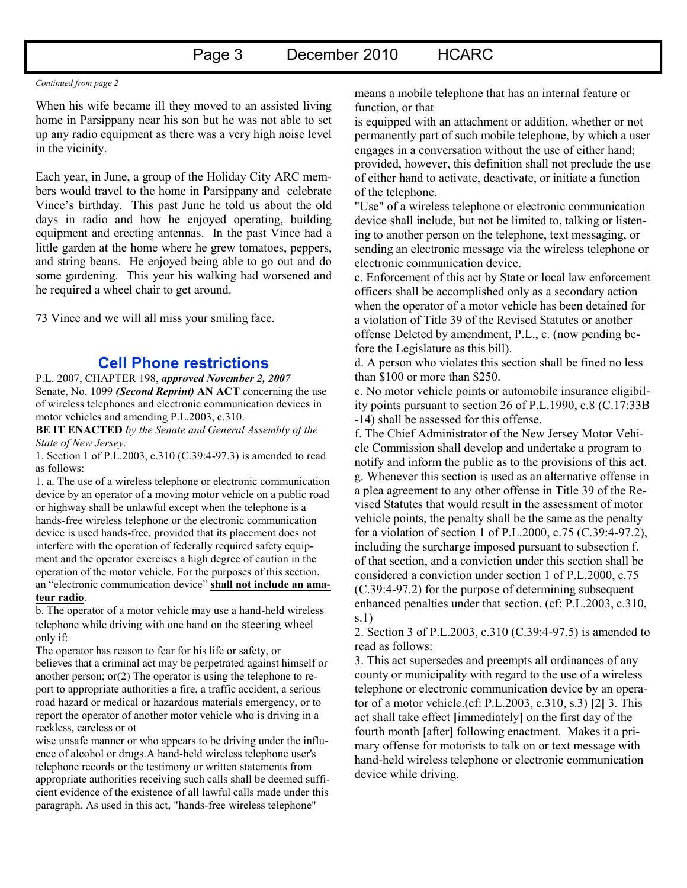*Continued from page 2*

When his wife became ill they moved to an assisted living home in Parsippany near his son but he was not able to set up any radio equipment as there was a very high noise level in the vicinity.

Each year, in June, a group of the Holiday City ARC members would travel to the home in Parsippany and celebrate Vince's birthday. This past June he told us about the old days in radio and how he enjoyed operating, building equipment and erecting antennas. In the past Vince had a little garden at the home where he grew tomatoes, peppers, and string beans. He enjoyed being able to go out and do some gardening. This year his walking had worsened and he required a wheel chair to get around.

73 Vince and we will all miss your smiling face.

## Cell Phone restrictions

P.L. 2007, CHAPTER 198, ***approved November 2, 2007***
Senate, No. 1099 ***(Second Reprint)*** **AN ACT** concerning the use of wireless telephones and electronic communication devices in motor vehicles and amending P.L.2003, c.310.

**BE IT ENACTED** *by the Senate and General Assembly of the State of New Jersey:*

1. Section 1 of P.L.2003, c.310 (C.39:4-97.3) is amended to read as follows:

1. a. The use of a wireless telephone or electronic communication device by an operator of a moving motor vehicle on a public road or highway shall be unlawful except when the telephone is a hands-free wireless telephone or the electronic communication device is used hands-free, provided that its placement does not interfere with the operation of federally required safety equipment and the operator exercises a high degree of caution in the operation of the motor vehicle. For the purposes of this section, an "electronic communication device" **shall not include an amateur radio**.

b. The operator of a motor vehicle may use a hand-held wireless telephone while driving with one hand on the steering wheel only if:

The operator has reason to fear for his life or safety, or believes that a criminal act may be perpetrated against himself or another person; or(2) The operator is using the telephone to report to appropriate authorities a fire, a traffic accident, a serious road hazard or medical or hazardous materials emergency, or to report the operator of another motor vehicle who is driving in a reckless, careless or ot
wise unsafe manner or who appears to be driving under the influence of alcohol or drugs.A hand-held wireless telephone user's telephone records or the testimony or written statements from appropriate authorities receiving such calls shall be deemed sufficient evidence of the existence of all lawful calls made under this paragraph. As used in this act, "hands-free wireless telephone" means a mobile telephone that has an internal feature or function, or that
is equipped with an attachment or addition, whether or not permanently part of such mobile telephone, by which a user engages in a conversation without the use of either hand; provided, however, this definition shall not preclude the use of either hand to activate, deactivate, or initiate a function of the telephone.

"Use" of a wireless telephone or electronic communication device shall include, but not be limited to, talking or listening to another person on the telephone, text messaging, or sending an electronic message via the wireless telephone or electronic communication device.

c. Enforcement of this act by State or local law enforcement officers shall be accomplished only as a secondary action when the operator of a motor vehicle has been detained for a violation of Title 39 of the Revised Statutes or another offense Deleted by amendment, P.L., c. (now pending before the Legislature as this bill).

d. A person who violates this section shall be fined no less than $100 or more than $250.

e. No motor vehicle points or automobile insurance eligibility points pursuant to section 26 of P.L.1990, c.8 (C.17:33B-14) shall be assessed for this offense.

f. The Chief Administrator of the New Jersey Motor Vehicle Commission shall develop and undertake a program to notify and inform the public as to the provisions of this act.

g. Whenever this section is used as an alternative offense in a plea agreement to any other offense in Title 39 of the Revised Statutes that would result in the assessment of motor vehicle points, the penalty shall be the same as the penalty for a violation of section 1 of P.L.2000, c.75 (C.39:4-97.2), including the surcharge imposed pursuant to subsection f. of that section, and a conviction under this section shall be considered a conviction under section 1 of P.L.2000, c.75 (C.39:4-97.2) for the purpose of determining subsequent enhanced penalties under that section. (cf: P.L.2003, c.310, s.1)

2. Section 3 of P.L.2003, c.310 (C.39:4-97.5) is amended to read as follows:

3. This act supersedes and preempts all ordinances of any county or municipality with regard to the use of a wireless telephone or electronic communication device by an operator of a motor vehicle.(cf: P.L.2003, c.310, s.3) **[**2**]** 3. This act shall take effect **[**immediately**]** on the first day of the fourth month **[**after**]** following enactment. Makes it a primary offense for motorists to talk on or text message with hand-held wireless telephone or electronic communication device while driving.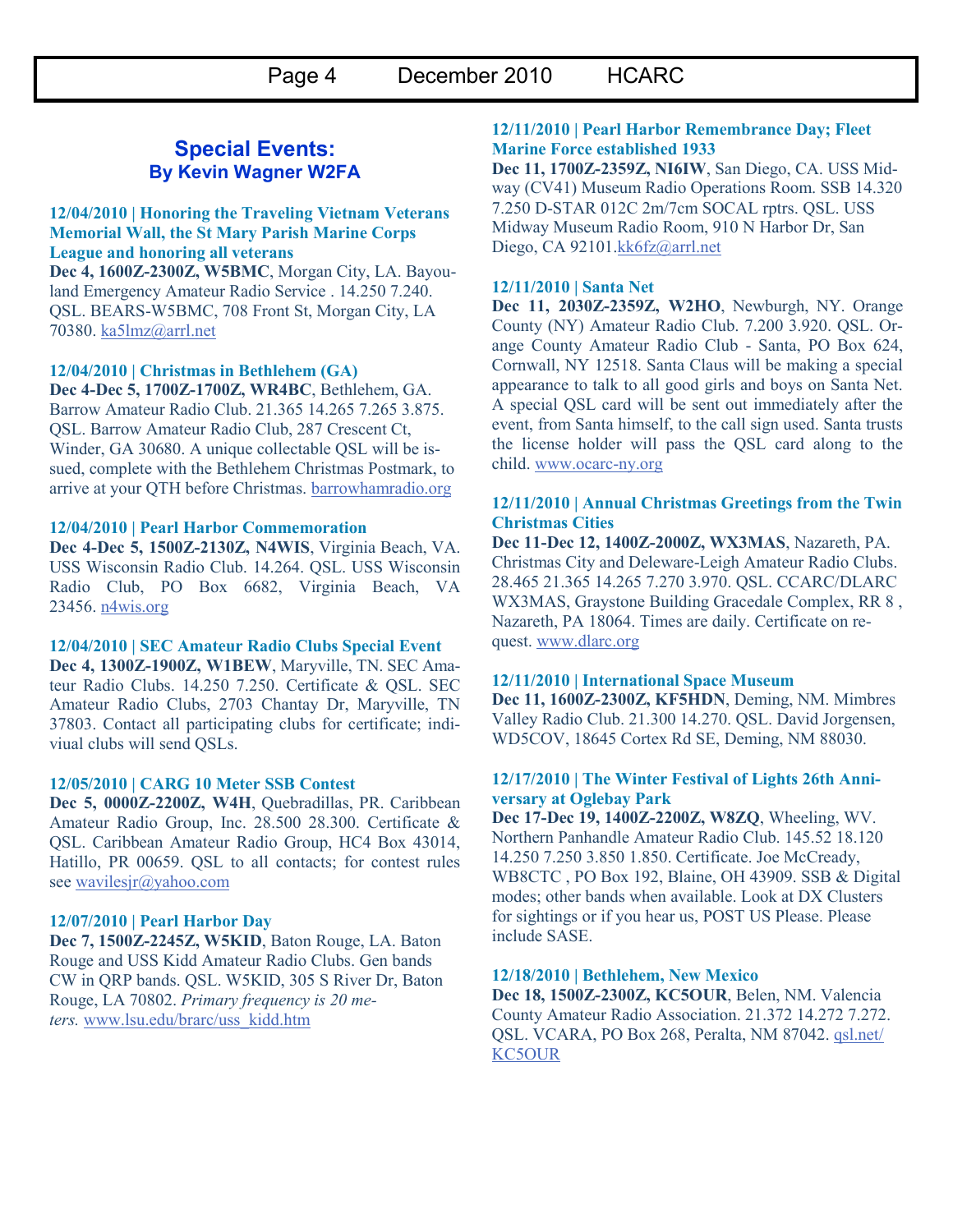## Special Events:

### By Kevin Wagner W2FA

**12/04/2010 | Honoring the Traveling Vietnam Veterans Memorial Wall, the St Mary Parish Marine Corps League and honoring all veterans**

**Dec 4, 1600Z-2300Z, W5BMC**, Morgan City, LA. Bayouland Emergency Amateur Radio Service . 14.250 7.240. QSL. BEARS-W5BMC, 708 Front St, Morgan City, LA 70380. ka5lmz@arrl.net

**12/04/2010 | Christmas in Bethlehem (GA)**

**Dec 4-Dec 5, 1700Z-1700Z, WR4BC**, Bethlehem, GA. Barrow Amateur Radio Club. 21.365 14.265 7.265 3.875. QSL. Barrow Amateur Radio Club, 287 Crescent Ct, Winder, GA 30680. A unique collectable QSL will be issued, complete with the Bethlehem Christmas Postmark, to arrive at your QTH before Christmas. barrowhamradio.org

**12/04/2010 | Pearl Harbor Commemoration**

**Dec 4-Dec 5, 1500Z-2130Z, N4WIS**, Virginia Beach, VA. USS Wisconsin Radio Club. 14.264. QSL. USS Wisconsin Radio Club, PO Box 6682, Virginia Beach, VA 23456. n4wis.org

**12/04/2010 | SEC Amateur Radio Clubs Special Event**

**Dec 4, 1300Z-1900Z, W1BEW**, Maryville, TN. SEC Amateur Radio Clubs. 14.250 7.250. Certificate & QSL. SEC Amateur Radio Clubs, 2703 Chantay Dr, Maryville, TN 37803. Contact all participating clubs for certificate; indiviual clubs will send QSLs.

**12/05/2010 | CARG 10 Meter SSB Contest**

**Dec 5, 0000Z-2200Z, W4H**, Quebradillas, PR. Caribbean Amateur Radio Group, Inc. 28.500 28.300. Certificate & QSL. Caribbean Amateur Radio Group, HC4 Box 43014, Hatillo, PR 00659. QSL to all contacts; for contest rules see wavilesjr@yahoo.com

**12/07/2010 | Pearl Harbor Day**

**Dec 7, 1500Z-2245Z, W5KID**, Baton Rouge, LA. Baton Rouge and USS Kidd Amateur Radio Clubs. Gen bands CW in QRP bands. QSL. W5KID, 305 S River Dr, Baton Rouge, LA 70802. *Primary frequency is 20 meters.* www.lsu.edu/brarc/uss_kidd.htm

**12/11/2010 | Pearl Harbor Remembrance Day; Fleet Marine Force established 1933**

**Dec 11, 1700Z-2359Z, NI6IW**, San Diego, CA. USS Midway (CV41) Museum Radio Operations Room. SSB 14.320 7.250 D-STAR 012C 2m/7cm SOCAL rptrs. QSL. USS Midway Museum Radio Room, 910 N Harbor Dr, San Diego, CA 92101.kk6fz@arrl.net

**12/11/2010 | Santa Net**

**Dec 11, 2030Z-2359Z, W2HO**, Newburgh, NY. Orange County (NY) Amateur Radio Club. 7.200 3.920. QSL. Orange County Amateur Radio Club - Santa, PO Box 624, Cornwall, NY 12518. Santa Claus will be making a special appearance to talk to all good girls and boys on Santa Net. A special QSL card will be sent out immediately after the event, from Santa himself, to the call sign used. Santa trusts the license holder will pass the QSL card along to the child. www.ocarc-ny.org

**12/11/2010 | Annual Christmas Greetings from the Twin Christmas Cities**

**Dec 11-Dec 12, 1400Z-2000Z, WX3MAS**, Nazareth, PA. Christmas City and Deleware-Leigh Amateur Radio Clubs. 28.465 21.365 14.265 7.270 3.970. QSL. CCARC/DLARC WX3MAS, Graystone Building Gracedale Complex, RR 8 , Nazareth, PA 18064. Times are daily. Certificate on request. www.dlarc.org

**12/11/2010 | International Space Museum**

**Dec 11, 1600Z-2300Z, KF5HDN**, Deming, NM. Mimbres Valley Radio Club. 21.300 14.270. QSL. David Jorgensen, WD5COV, 18645 Cortex Rd SE, Deming, NM 88030.

**12/17/2010 | The Winter Festival of Lights 26th Anniversary at Oglebay Park**

**Dec 17-Dec 19, 1400Z-2200Z, W8ZQ**, Wheeling, WV. Northern Panhandle Amateur Radio Club. 145.52 18.120 14.250 7.250 3.850 1.850. Certificate. Joe McCready, WB8CTC , PO Box 192, Blaine, OH 43909. SSB & Digital modes; other bands when available. Look at DX Clusters for sightings or if you hear us, POST US Please. Please include SASE.

**12/18/2010 | Bethlehem, New Mexico**

**Dec 18, 1500Z-2300Z, KC5OUR**, Belen, NM. Valencia County Amateur Radio Association. 21.372 14.272 7.272. QSL. VCARA, PO Box 268, Peralta, NM 87042. qsl.net/KC5OUR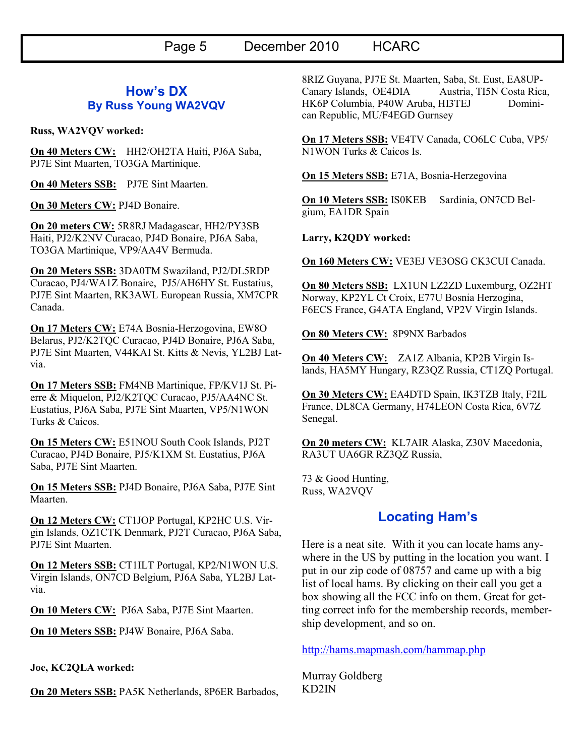## How's DX
### By Russ Young WA2VQV

**Russ, WA2VQV worked:**

**On 40 Meters CW:** HH2/OH2TA Haiti, PJ6A Saba, PJ7E Sint Maarten, TO3GA Martinique.

**On 40 Meters SSB:** PJ7E Sint Maarten.

**On 30 Meters CW:** PJ4D Bonaire.

**On 20 meters CW:** 5R8RJ Madagascar, HH2/PY3SB Haiti, PJ2/K2NV Curacao, PJ4D Bonaire, PJ6A Saba, TO3GA Martinique, VP9/AA4V Bermuda.

**On 20 Meters SSB:** 3DA0TM Swaziland, PJ2/DL5RDP Curacao, PJ4/WA1Z Bonaire, PJ5/AH6HY St. Eustatius, PJ7E Sint Maarten, RK3AWL European Russia, XM7CPR Canada.

**On 17 Meters CW:** E74A Bosnia-Herzegovina, EW8O Belarus, PJ2/K2TQC Curacao, PJ4D Bonaire, PJ6A Saba, PJ7E Sint Maarten, V44KAI St. Kitts & Nevis, YL2BJ Latvia.

**On 17 Meters SSB:** FM4NB Martinique, FP/KV1J St. Pierre & Miquelon, PJ2/K2TQC Curacao, PJ5/AA4NC St. Eustatius, PJ6A Saba, PJ7E Sint Maarten, VP5/N1WON Turks & Caicos.

**On 15 Meters CW:** E51NOU South Cook Islands, PJ2T Curacao, PJ4D Bonaire, PJ5/K1XM St. Eustatius, PJ6A Saba, PJ7E Sint Maarten.

**On 15 Meters SSB:** PJ4D Bonaire, PJ6A Saba, PJ7E Sint Maarten.

**On 12 Meters CW:** CT1JOP Portugal, KP2HC U.S. Virgin Islands, OZ1CTK Denmark, PJ2T Curacao, PJ6A Saba, PJ7E Sint Maarten.

**On 12 Meters SSB:** CT1ILT Portugal, KP2/N1WON U.S. Virgin Islands, ON7CD Belgium, PJ6A Saba, YL2BJ Latvia.

**On 10 Meters CW:** PJ6A Saba, PJ7E Sint Maarten.

**On 10 Meters SSB:** PJ4W Bonaire, PJ6A Saba.

**Joe, KC2QLA worked:**

**On 20 Meters SSB:** PA5K Netherlands, 8P6ER Barbados, 8RIZ Guyana, PJ7E St. Maarten, Saba, St. Eust, EA8UP-Canary Islands, OE4DIA Austria, TI5N Costa Rica, HK6P Columbia, P40W Aruba, HI3TEJ Dominican Republic, MU/F4EGD Gurnsey

**On 17 Meters SSB:** VE4TV Canada, CO6LC Cuba, VP5/N1WON Turks & Caicos Is.

**On 15 Meters SSB:** E71A, Bosnia-Herzegovina

**On 10 Meters SSB:** IS0KEB Sardinia, ON7CD Belgium, EA1DR Spain

**Larry, K2QDY worked:**

**On 160 Meters CW:** VE3EJ VE3OSG CK3CUI Canada.

**On 80 Meters SSB:** LX1UN LZ2ZD Luxemburg, OZ2HT Norway, KP2YL Ct Croix, E77U Bosnia Herzogina, F6ECS France, G4ATA England, VP2V Virgin Islands.

**On 80 Meters CW:** 8P9NX Barbados

**On 40 Meters CW:** ZA1Z Albania, KP2B Virgin Islands, HA5MY Hungary, RZ3QZ Russia, CT1ZQ Portugal.

**On 30 Meters CW:** EA4DTD Spain, IK3TZB Italy, F2IL France, DL8CA Germany, H74LEON Costa Rica, 6V7Z Senegal.

**On 20 meters CW:** KL7AIR Alaska, Z30V Macedonia, RA3UT UA6GR RZ3QZ Russia,

73 & Good Hunting,
Russ, WA2VQV

## Locating Ham's

Here is a neat site. With it you can locate hams anywhere in the US by putting in the location you want. I put in our zip code of 08757 and came up with a big list of local hams. By clicking on their call you get a box showing all the FCC info on them. Great for getting correct info for the membership records, membership development, and so on.

http://hams.mapmash.com/hammap.php

Murray Goldberg
KD2IN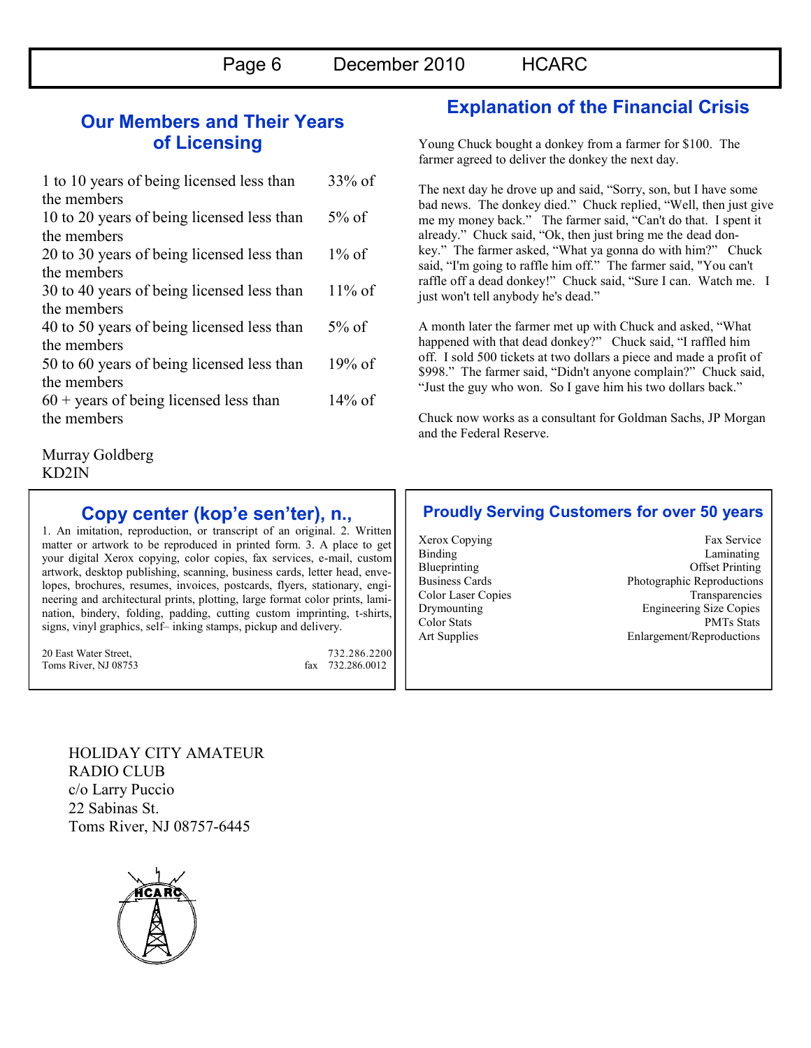## Our Members and Their Years of Licensing

| | |
|---|---|
| 1 to 10 years of being licensed less than the members | 33% of |
| 10 to 20 years of being licensed less than the members | 5% of |
| 20 to 30 years of being licensed less than the members | 1% of |
| 30 to 40 years of being licensed less than the members | 11% of |
| 40 to 50 years of being licensed less than the members | 5% of |
| 50 to 60 years of being licensed less than the members | 19% of |
| 60 + years of being licensed less than the members | 14% of |

Murray Goldberg
KD2IN

## Explanation of the Financial Crisis

Young Chuck bought a donkey from a farmer for $100. The farmer agreed to deliver the donkey the next day.

The next day he drove up and said, “Sorry, son, but I have some bad news. The donkey died.” Chuck replied, “Well, then just give me my money back.” The farmer said, “Can't do that. I spent it already.” Chuck said, “Ok, then just bring me the dead donkey.” The farmer asked, “What ya gonna do with him?” Chuck said, “I'm going to raffle him off.” The farmer said, "You can't raffle off a dead donkey!” Chuck said, “Sure I can. Watch me. I just won't tell anybody he's dead.”

A month later the farmer met up with Chuck and asked, “What happened with that dead donkey?” Chuck said, “I raffled him off. I sold 500 tickets at two dollars a piece and made a profit of $998.” The farmer said, “Didn't anyone complain?” Chuck said, “Just the guy who won. So I gave him his two dollars back.”

Chuck now works as a consultant for Goldman Sachs, JP Morgan and the Federal Reserve.

## Copy center (kop’e sen’ter), n.,

1. An imitation, reproduction, or transcript of an original. 2. Written matter or artwork to be reproduced in printed form. 3. A place to get your digital Xerox copying, color copies, fax services, e-mail, custom artwork, desktop publishing, scanning, business cards, letter head, envelopes, brochures, resumes, invoices, postcards, flyers, stationary, engineering and architectural prints, plotting, large format color prints, lamination, bindery, folding, padding, cutting custom imprinting, t-shirts, signs, vinyl graphics, self– inking stamps, pickup and delivery.

20 East Water Street,
Toms River, NJ 08753

732.286.2200
fax 732.286.0012

## Proudly Serving Customers for over 50 years

| | |
|---|---|
| Xerox Copying | Fax Service |
| Binding | Laminating |
| Blueprinting | Offset Printing |
| Business Cards | Photographic Reproductions |
| Color Laser Copies | Transparencies |
| Drymounting | Engineering Size Copies |
| Color Stats | PMTs Stats |
| Art Supplies | Enlargement/Reproductions |

HOLIDAY CITY AMATEUR
RADIO CLUB
c/o Larry Puccio
22 Sabinas St.
Toms River, NJ 08757-6445

HCARC